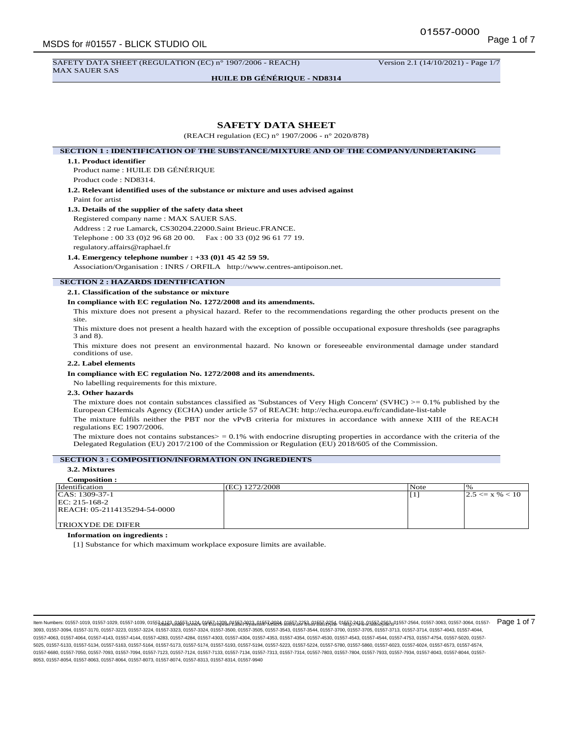# SAFETY DATA SHEET

(REACH regulation (EC) n° 1907/2006 - n° 2020/878)

## SECTION 1 : IDENTIFICATION OF THE SUBSTANCE/MIXTURE AND OF THE COMPANY/UNDERTAKING

### 1.1. Product identifier

Product name : HUILE DB GÉNÉRIQUE

Product code : ND8314.

### 1.2. Relevant identified uses of the substance or mixture and uses advised against

Paint for artist

### 1.3. Details of the supplier of the safety data sheet

Registered company name : MAX SAUER SAS.

Address : 2 rue Lamarck, CS30204.22000.Saint Brieuc.FRANCE.

Telephone : 00 33 (0)2 96 68 20 00. Fax : 00 33 (0)2 96 61 77 19.

regulatory.affairs@raphael.fr

### 1.4. Emergency telephone number : +33 (0)1 45 42 59 59.

Association/Organisation : INRS / ORFILA http://www.centres-antipoison.net.

## SECTION 2 : HAZARDS IDENTIFICATION

### 2.1. Classification of the substance or mixture

**In compliance with EC regulation No. 1272/2008 and its amendments.**

This mixture does not present a physical hazard. Refer to the recommendations regarding the other products present on the site.

This mixture does not present a health hazard with the exception of possible occupational exposure thresholds (see paragraphs 3 and 8).

This mixture does not present an environmental hazard. No known or foreseeable environmental damage under standard conditions of use.

### 2.2. Label elements

**In compliance with EC regulation No. 1272/2008 and its amendments.**

No labelling requirements for this mixture.

### 2.3. Other hazards

The mixture does not contain substances classified as 'Substances of Very High Concern' (SVHC) >= 0.1% published by the European CHemicals Agency (ECHA) under article 57 of REACH: http://echa.europa.eu/fr/candidate-list-table

The mixture fulfils neither the PBT nor the vPvB criteria for mixtures in accordance with annexe XIII of the REACH regulations EC 1907/2006.

The mixture does not contains substances> = 0.1% with endocrine disrupting properties in accordance with the criteria of the Delegated Regulation (EU) 2017/2100 of the Commission or Regulation (EU) 2018/605 of the Commission.

## SECTION 3 : COMPOSITION/INFORMATION ON INGREDIENTS

### 3.2. Mixtures

**Composition :**

| Identification | (EC) 1272/2008 | Note | % |
|---|---|---|---|
| CAS: 1309-37-1<br>EC: 215-168-2<br>REACH: 05-2114135294-54-0000<br><br>TRIOXYDE DE DIFER | | [1] | 2.5 <= x % < 10 |

**Information on ingredients :**

[1] Substance for which maximum workplace exposure limits are available.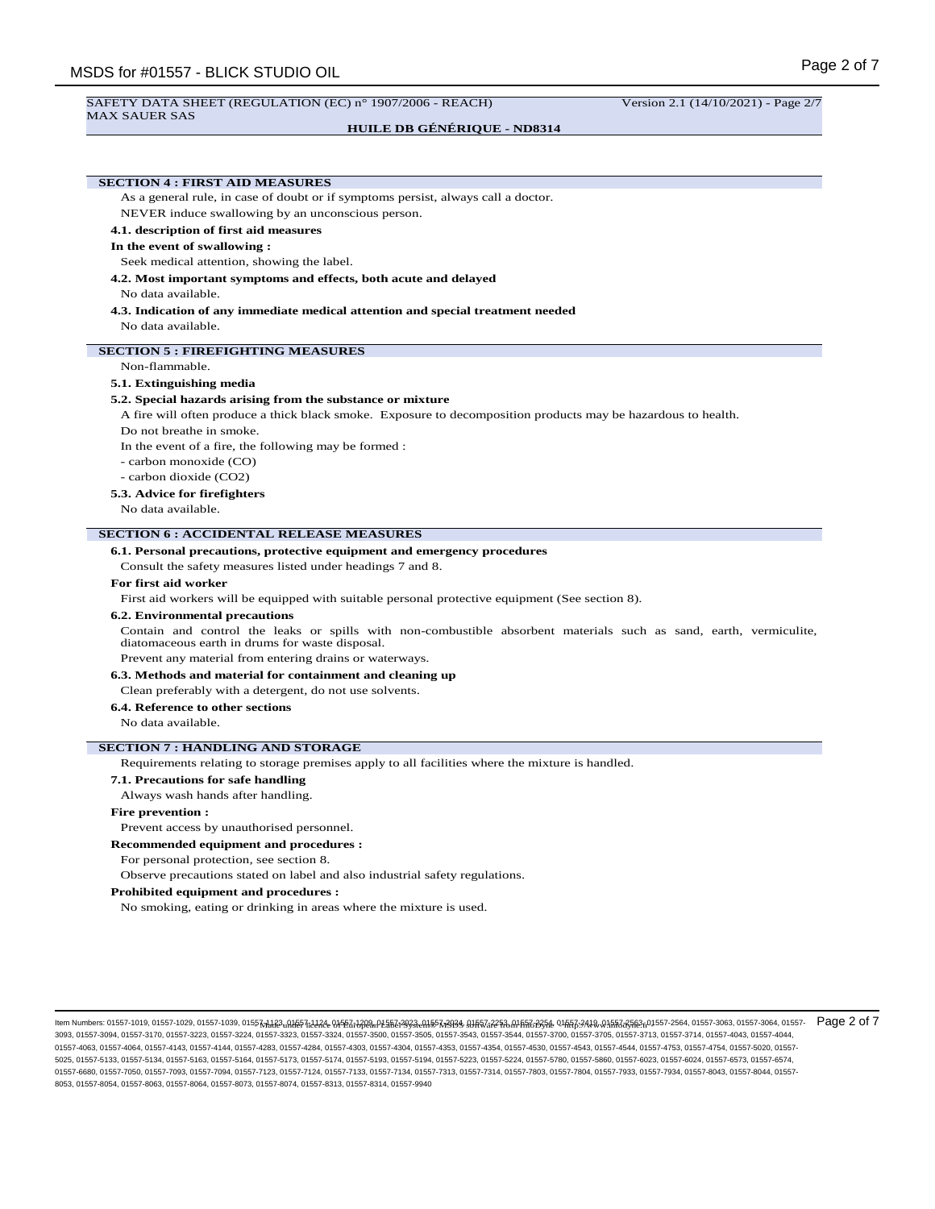## SECTION 4 : FIRST AID MEASURES

As a general rule, in case of doubt or if symptoms persist, always call a doctor.

NEVER induce swallowing by an unconscious person.

### 4.1. description of first aid measures

**In the event of swallowing :**

Seek medical attention, showing the label.

### 4.2. Most important symptoms and effects, both acute and delayed

No data available.

### 4.3. Indication of any immediate medical attention and special treatment needed

No data available.

## SECTION 5 : FIREFIGHTING MEASURES

Non-flammable.

### 5.1. Extinguishing media

### 5.2. Special hazards arising from the substance or mixture

A fire will often produce a thick black smoke. Exposure to decomposition products may be hazardous to health.

Do not breathe in smoke.

In the event of a fire, the following may be formed :

- carbon monoxide (CO)
- carbon dioxide ($CO_2$)

### 5.3. Advice for firefighters

No data available.

## SECTION 6 : ACCIDENTAL RELEASE MEASURES

### 6.1. Personal precautions, protective equipment and emergency procedures

Consult the safety measures listed under headings 7 and 8.

**For first aid worker**

First aid workers will be equipped with suitable personal protective equipment (See section 8).

### 6.2. Environmental precautions

Contain and control the leaks or spills with non-combustible absorbent materials such as sand, earth, vermiculite, diatomaceous earth in drums for waste disposal.

Prevent any material from entering drains or waterways.

### 6.3. Methods and material for containment and cleaning up

Clean preferably with a detergent, do not use solvents.

### 6.4. Reference to other sections

No data available.

## SECTION 7 : HANDLING AND STORAGE

Requirements relating to storage premises apply to all facilities where the mixture is handled.

### 7.1. Precautions for safe handling

Always wash hands after handling.

**Fire prevention :**

Prevent access by unauthorised personnel.

**Recommended equipment and procedures :**

For personal protection, see section 8.

Observe precautions stated on label and also industrial safety regulations.

**Prohibited equipment and procedures :**

No smoking, eating or drinking in areas where the mixture is used.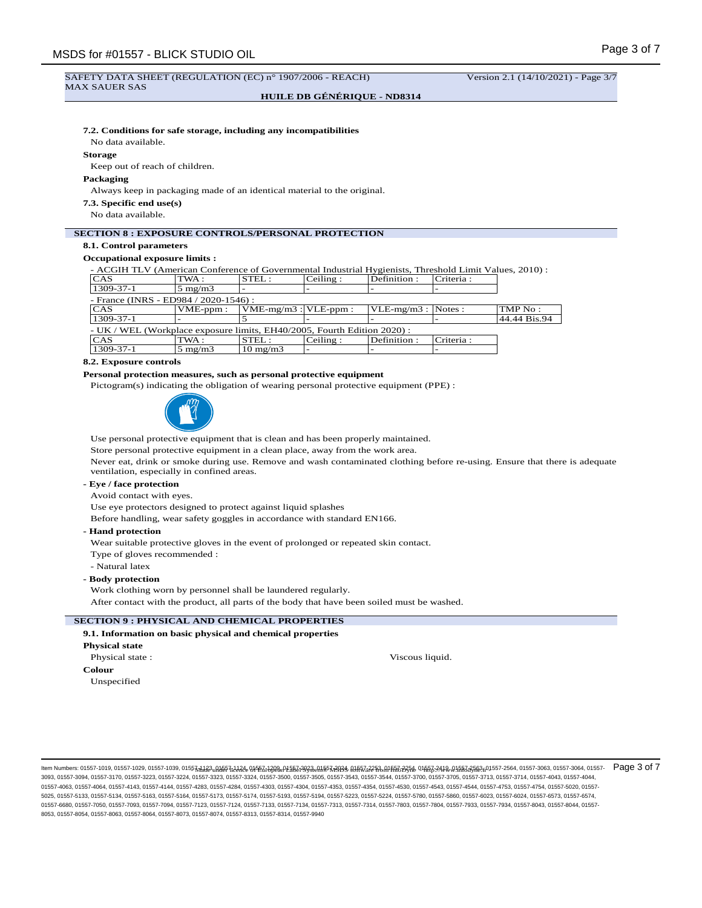SAFETY DATA SHEET (REGULATION (EC) n° 1907/2006 - REACH) Version 2.1 (14/10/2021) - Page 3/7
MAX SAUER SAS

**HUILE DB GÉNÉRIQUE - ND8314**

**7.2. Conditions for safe storage, including any incompatibilities**

No data available.

**Storage**

Keep out of reach of children.

**Packaging**

Always keep in packaging made of an identical material to the original.

**7.3. Specific end use(s)**

No data available.

## SECTION 8 : EXPOSURE CONTROLS/PERSONAL PROTECTION

**8.1. Control parameters**

**Occupational exposure limits :**

- ACGIH TLV (American Conference of Governmental Industrial Hygienists, Threshold Limit Values, 2010) :

| CAS | TWA : | STEL : | Ceiling : | Definition : | Criteria : |
|---|---|---|---|---|---|
| 1309-37-1 | 5 mg/m3 | - | - | - | - |

- France (INRS - ED984 / 2020-1546) :

| CAS | VME-ppm : | VME-mg/m3 : | VLE-ppm : | VLE-mg/m3 : | Notes : | TMP No : |
|---|---|---|---|---|---|---|
| 1309-37-1 | - | 5 | - | - | - | 44.44 Bis.94 |

- UK / WEL (Workplace exposure limits, EH40/2005, Fourth Edition 2020) :

| CAS | TWA : | STEL : | Ceiling : | Definition : | Criteria : |
|---|---|---|---|---|---|
| 1309-37-1 | 5 mg/m3 | 10 mg/m3 | - | - | - |

**8.2. Exposure controls**

**Personal protection measures, such as personal protective equipment**

Pictogram(s) indicating the obligation of wearing personal protective equipment (PPE) :

Use personal protective equipment that is clean and has been properly maintained.

Store personal protective equipment in a clean place, away from the work area.

Never eat, drink or smoke during use. Remove and wash contaminated clothing before re-using. Ensure that there is adequate ventilation, especially in confined areas.

**- Eye / face protection**

Avoid contact with eyes.

Use eye protectors designed to protect against liquid splashes

Before handling, wear safety goggles in accordance with standard EN166.

**- Hand protection**

Wear suitable protective gloves in the event of prolonged or repeated skin contact.

Type of gloves recommended :

- Natural latex

**- Body protection**

Work clothing worn by personnel shall be laundered regularly.

After contact with the product, all parts of the body that have been soiled must be washed.

## SECTION 9 : PHYSICAL AND CHEMICAL PROPERTIES

**9.1. Information on basic physical and chemical properties**

**Physical state**

Physical state : Viscous liquid.

**Colour**

Unspecified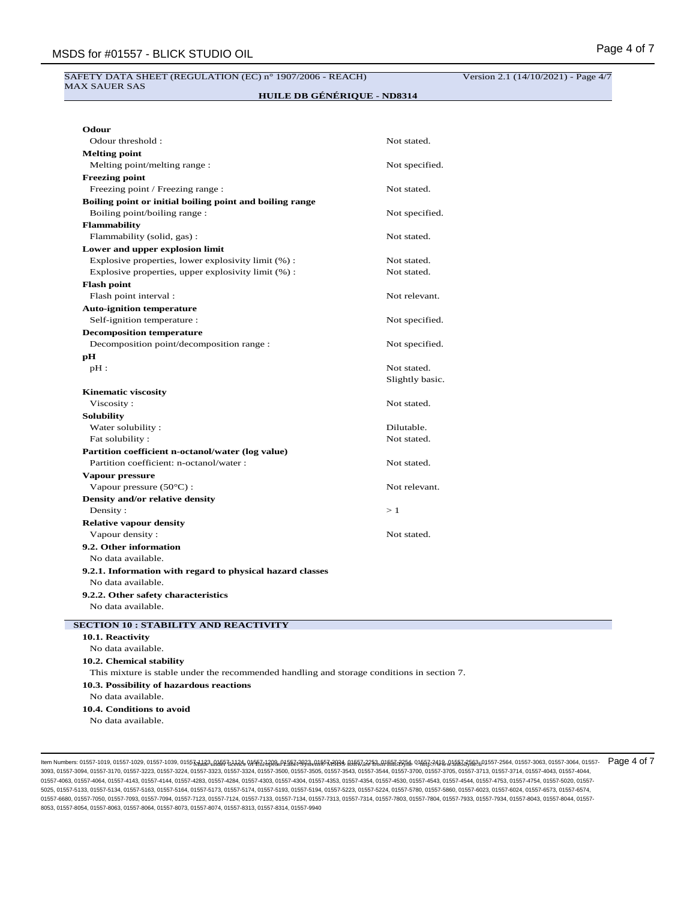| | |
|---|---|
| **Odour** | |
| Odour threshold : | Not stated. |
| **Melting point** | |
| Melting point/melting range : | Not specified. |
| **Freezing point** | |
| Freezing point / Freezing range : | Not stated. |
| **Boiling point or initial boiling point and boiling range** | |
| Boiling point/boiling range : | Not specified. |
| **Flammability** | |
| Flammability (solid, gas) : | Not stated. |
| **Lower and upper explosion limit** | |
| Explosive properties, lower explosivity limit (%) : | Not stated. |
| Explosive properties, upper explosivity limit (%) : | Not stated. |
| **Flash point** | |
| Flash point interval : | Not relevant. |
| **Auto-ignition temperature** | |
| Self-ignition temperature : | Not specified. |
| **Decomposition temperature** | |
| Decomposition point/decomposition range : | Not specified. |
| **pH** | |
| pH : | Not stated.<br>Slightly basic. |
| **Kinematic viscosity** | |
| Viscosity : | Not stated. |
| **Solubility** | |
| Water solubility : | Dilutable. |
| Fat solubility : | Not stated. |
| **Partition coefficient n-octanol/water (log value)** | |
| Partition coefficient: n-octanol/water : | Not stated. |
| **Vapour pressure** | |
| Vapour pressure (50°C) : | Not relevant. |
| **Density and/or relative density** | |
| Density : | > 1 |
| **Relative vapour density** | |
| Vapour density : | Not stated. |

**9.2. Other information**

No data available.

**9.2.1. Information with regard to physical hazard classes**

No data available.

**9.2.2. Other safety characteristics**

No data available.

## SECTION 10 : STABILITY AND REACTIVITY

**10.1. Reactivity**

No data available.

**10.2. Chemical stability**

This mixture is stable under the recommended handling and storage conditions in section 7.

**10.3. Possibility of hazardous reactions**

No data available.

**10.4. Conditions to avoid**

No data available.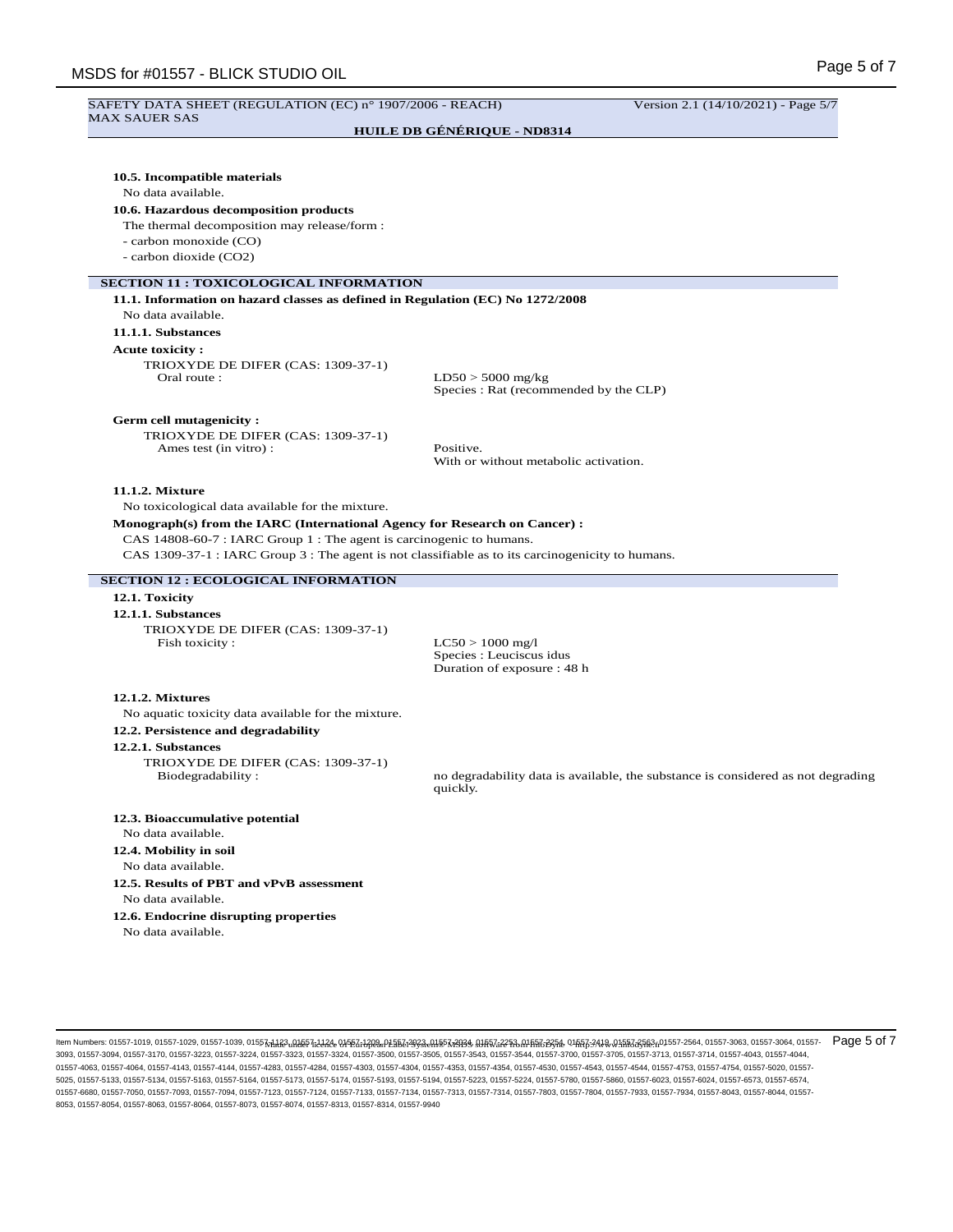SAFETY DATA SHEET (REGULATION (EC) n° 1907/2006 - REACH) Version 2.1 (14/10/2021) - Page 5/7
MAX SAUER SAS
**HUILE DB GÉNÉRIQUE - ND8314**

**10.5. Incompatible materials**

No data available.

**10.6. Hazardous decomposition products**

The thermal decomposition may release/form :
- carbon monoxide (CO)
- carbon dioxide ($CO_2$)

## SECTION 11 : TOXICOLOGICAL INFORMATION

**11.1. Information on hazard classes as defined in Regulation (EC) No 1272/2008**

No data available.

**11.1.1. Substances**

**Acute toxicity :**

TRIOXYDE DE DIFER (CAS: 1309-37-1)

| | |
|---|---|
| Oral route : | LD50 > 5000 mg/kg<br>Species : Rat (recommended by the CLP) |

**Germ cell mutagenicity :**

TRIOXYDE DE DIFER (CAS: 1309-37-1)

| | |
|---|---|
| Ames test (in vitro) : | Positive.<br>With or without metabolic activation. |

**11.1.2. Mixture**

No toxicological data available for the mixture.

**Monograph(s) from the IARC (International Agency for Research on Cancer) :**

CAS 14808-60-7 : IARC Group 1 : The agent is carcinogenic to humans.
CAS 1309-37-1 : IARC Group 3 : The agent is not classifiable as to its carcinogenicity to humans.

## SECTION 12 : ECOLOGICAL INFORMATION

**12.1. Toxicity**

**12.1.1. Substances**

TRIOXYDE DE DIFER (CAS: 1309-37-1)

| | |
|---|---|
| Fish toxicity : | LC50 > 1000 mg/l<br>Species : Leuciscus idus<br>Duration of exposure : 48 h |

**12.1.2. Mixtures**

No aquatic toxicity data available for the mixture.

**12.2. Persistence and degradability**

**12.2.1. Substances**

TRIOXYDE DE DIFER (CAS: 1309-37-1)

| | |
|---|---|
| Biodegradability : | no degradability data is available, the substance is considered as not degrading quickly. |

**12.3. Bioaccumulative potential**

No data available.

**12.4. Mobility in soil**

No data available.

**12.5. Results of PBT and vPvB assessment**

No data available.

**12.6. Endocrine disrupting properties**

No data available.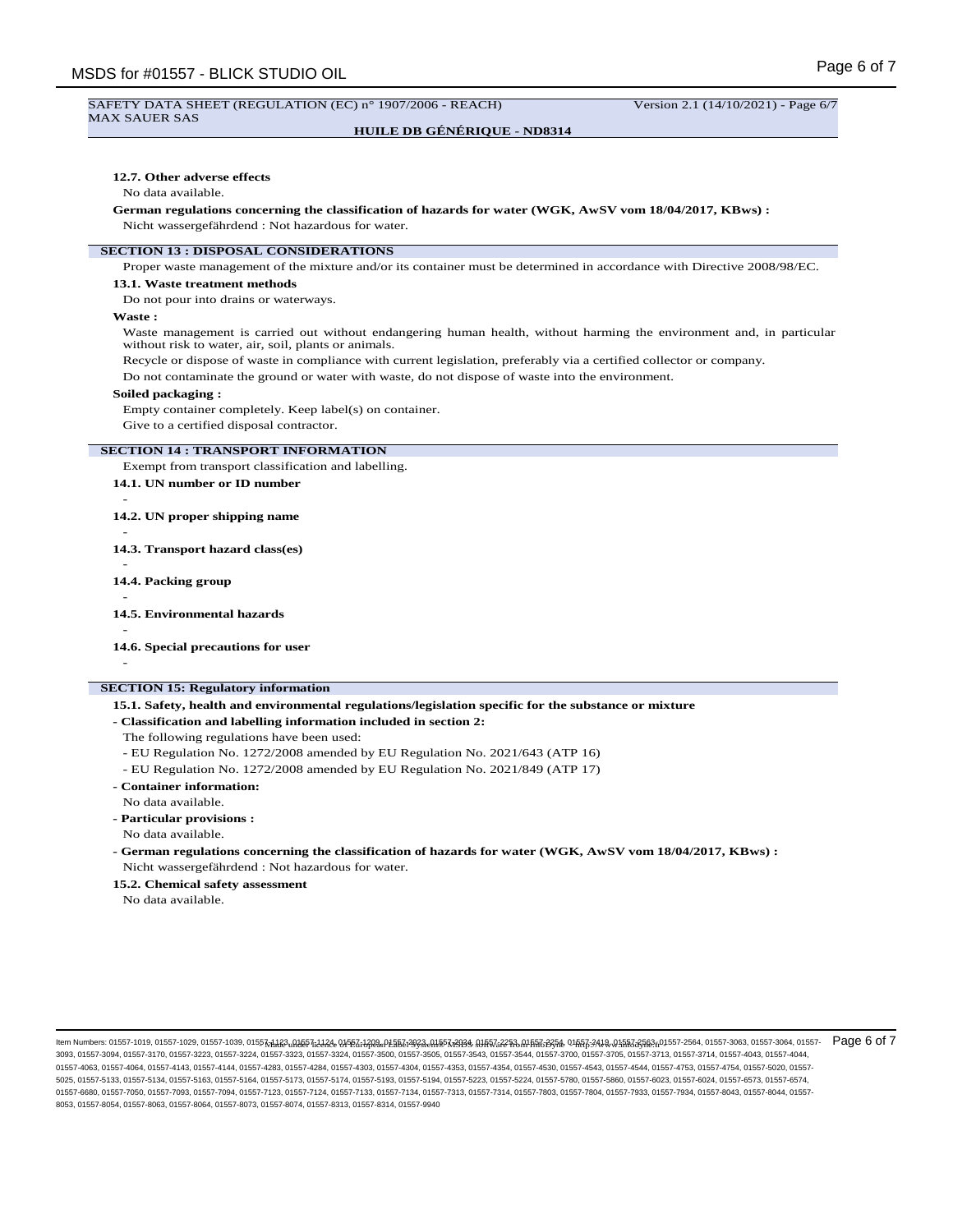#### 12.7. Other adverse effects

No data available.

**German regulations concerning the classification of hazards for water (WGK, AwSV vom 18/04/2017, KBws) :**

Nicht wassergefährdend : Not hazardous for water.

## SECTION 13 : DISPOSAL CONSIDERATIONS

Proper waste management of the mixture and/or its container must be determined in accordance with Directive 2008/98/EC.

#### 13.1. Waste treatment methods

Do not pour into drains or waterways.

**Waste :**

Waste management is carried out without endangering human health, without harming the environment and, in particular without risk to water, air, soil, plants or animals.

Recycle or dispose of waste in compliance with current legislation, preferably via a certified collector or company.

Do not contaminate the ground or water with waste, do not dispose of waste into the environment.

**Soiled packaging :**

Empty container completely. Keep label(s) on container.

Give to a certified disposal contractor.

## SECTION 14 : TRANSPORT INFORMATION

Exempt from transport classification and labelling.

#### 14.1. UN number or ID number

-

#### 14.2. UN proper shipping name

-

#### 14.3. Transport hazard class(es)

-

#### 14.4. Packing group

-

#### 14.5. Environmental hazards

-

#### 14.6. Special precautions for user

-

## SECTION 15: Regulatory information

#### 15.1. Safety, health and environmental regulations/legislation specific for the substance or mixture

- **Classification and labelling information included in section 2:**

The following regulations have been used:

- EU Regulation No. 1272/2008 amended by EU Regulation No. 2021/643 (ATP 16)
- EU Regulation No. 1272/2008 amended by EU Regulation No. 2021/849 (ATP 17)

- **Container information:**

No data available.

- **Particular provisions :**

No data available.

- **German regulations concerning the classification of hazards for water (WGK, AwSV vom 18/04/2017, KBws) :**

Nicht wassergefährdend : Not hazardous for water.

#### 15.2. Chemical safety assessment

No data available.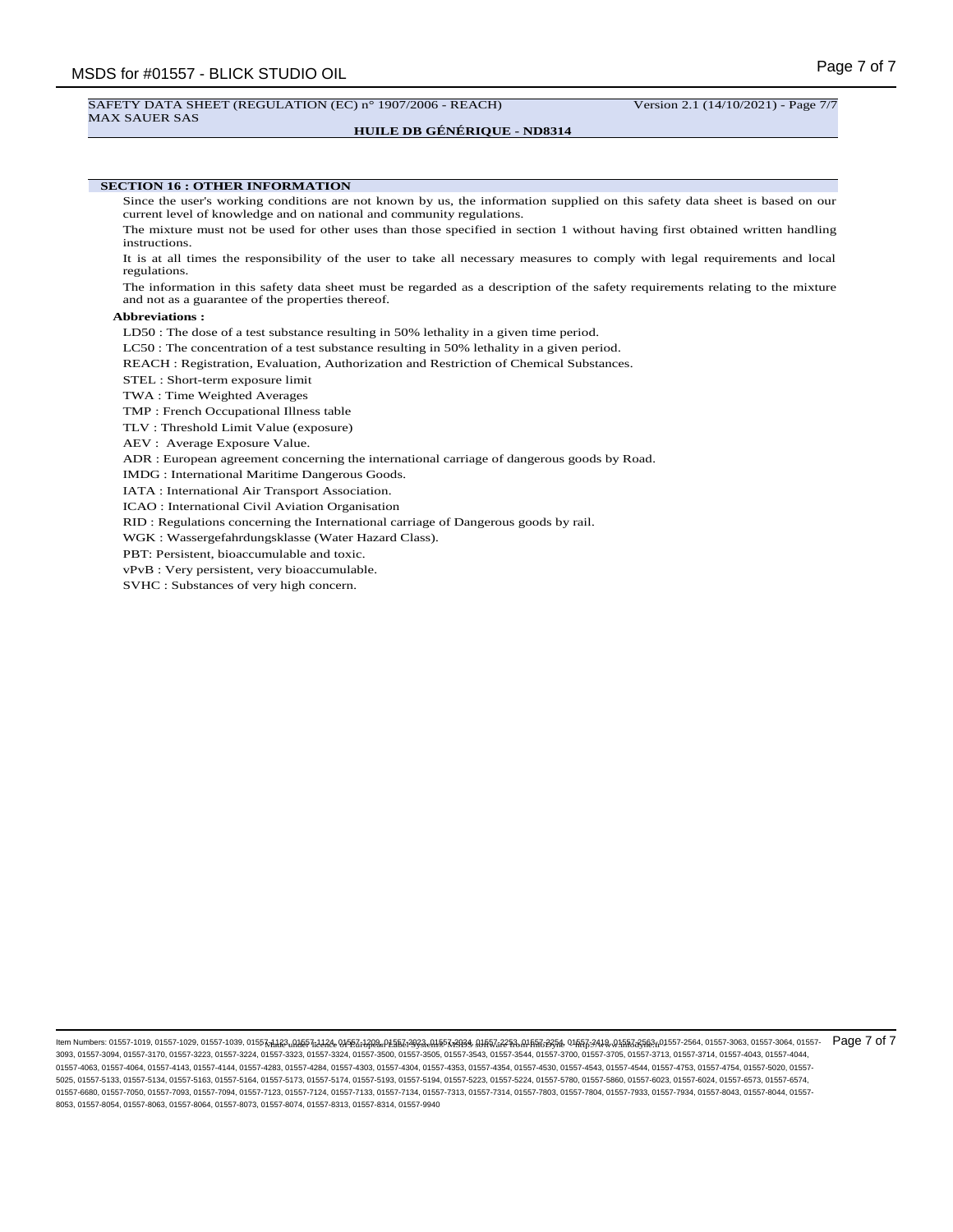## SECTION 16 : OTHER INFORMATION

Since the user's working conditions are not known by us, the information supplied on this safety data sheet is based on our current level of knowledge and on national and community regulations.

The mixture must not be used for other uses than those specified in section 1 without having first obtained written handling instructions.

It is at all times the responsibility of the user to take all necessary measures to comply with legal requirements and local regulations.

The information in this safety data sheet must be regarded as a description of the safety requirements relating to the mixture and not as a guarantee of the properties thereof.

**Abbreviations :**

LD50 : The dose of a test substance resulting in 50% lethality in a given time period.

LC50 : The concentration of a test substance resulting in 50% lethality in a given period.

REACH : Registration, Evaluation, Authorization and Restriction of Chemical Substances.

STEL : Short-term exposure limit

TWA : Time Weighted Averages

TMP : French Occupational Illness table

TLV : Threshold Limit Value (exposure)

AEV : Average Exposure Value.

ADR : European agreement concerning the international carriage of dangerous goods by Road.

IMDG : International Maritime Dangerous Goods.

IATA : International Air Transport Association.

ICAO : International Civil Aviation Organisation

RID : Regulations concerning the International carriage of Dangerous goods by rail.

WGK : Wassergefahrdungsklasse (Water Hazard Class).

PBT: Persistent, bioaccumulable and toxic.

vPvB : Very persistent, very bioaccumulable.

SVHC : Substances of very high concern.